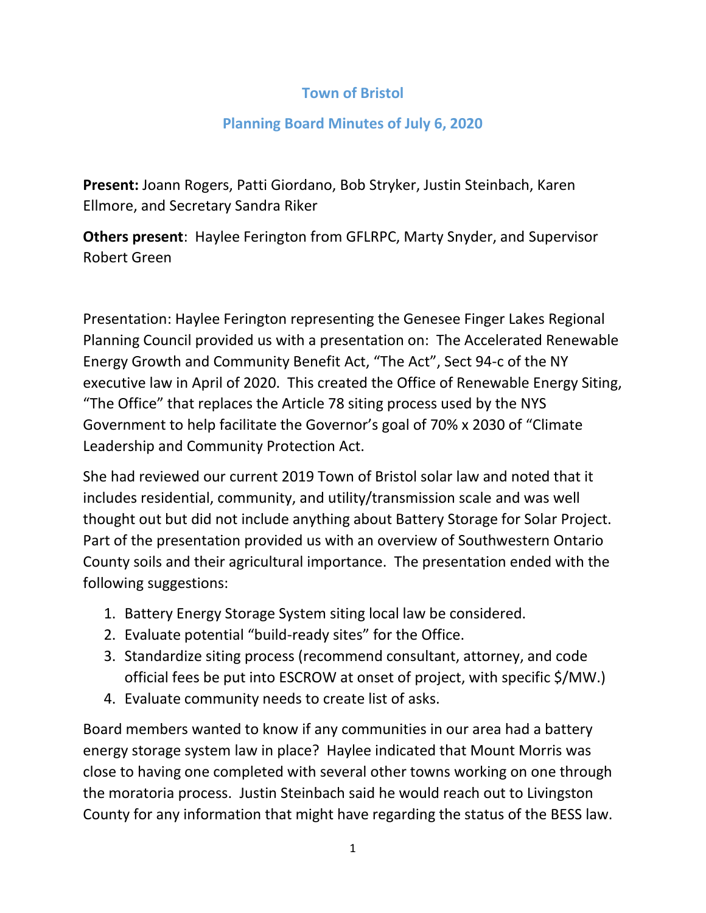# Town of Bristol

## Planning Board Minutes of July 6, 2020

**Present:** Joann Rogers, Patti Giordano, Bob Stryker, Justin Steinbach, Karen Ellmore, and Secretary Sandra Riker

**Others present**: Haylee Ferington from GFLRPC, Marty Snyder, and Supervisor Robert Green

Presentation: Haylee Ferington representing the Genesee Finger Lakes Regional Planning Council provided us with a presentation on: The Accelerated Renewable Energy Growth and Community Benefit Act, "The Act", Sect 94-c of the NY executive law in April of 2020. This created the Office of Renewable Energy Siting, "The Office" that replaces the Article 78 siting process used by the NYS Government to help facilitate the Governor's goal of 70% x 2030 of "Climate Leadership and Community Protection Act.

She had reviewed our current 2019 Town of Bristol solar law and noted that it includes residential, community, and utility/transmission scale and was well thought out but did not include anything about Battery Storage for Solar Project. Part of the presentation provided us with an overview of Southwestern Ontario County soils and their agricultural importance. The presentation ended with the following suggestions:

1. Battery Energy Storage System siting local law be considered.
2. Evaluate potential "build-ready sites" for the Office.
3. Standardize siting process (recommend consultant, attorney, and code official fees be put into ESCROW at onset of project, with specific $/MW.)
4. Evaluate community needs to create list of asks.

Board members wanted to know if any communities in our area had a battery energy storage system law in place? Haylee indicated that Mount Morris was close to having one completed with several other towns working on one through the moratoria process. Justin Steinbach said he would reach out to Livingston County for any information that might have regarding the status of the BESS law.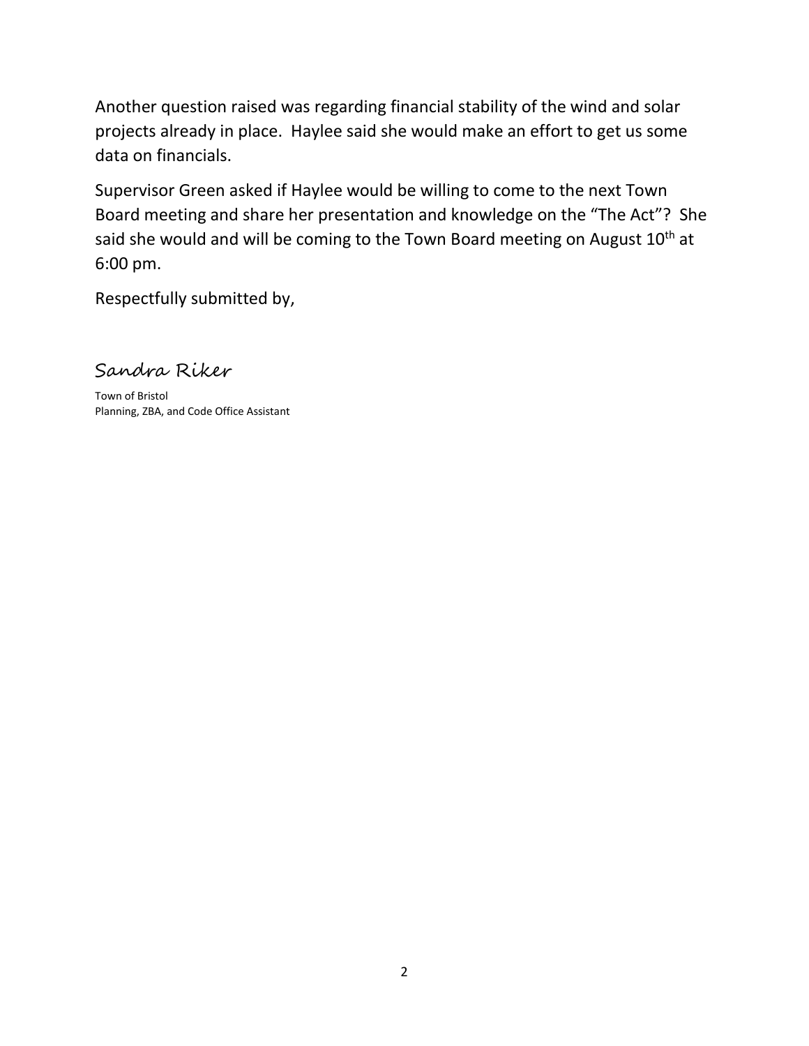Another question raised was regarding financial stability of the wind and solar projects already in place. Haylee said she would make an effort to get us some data on financials.

Supervisor Green asked if Haylee would be willing to come to the next Town Board meeting and share her presentation and knowledge on the "The Act"? She said she would and will be coming to the Town Board meeting on August 10th at 6:00 pm.

Respectfully submitted by,

Sandra Riker

Town of Bristol
Planning, ZBA, and Code Office Assistant